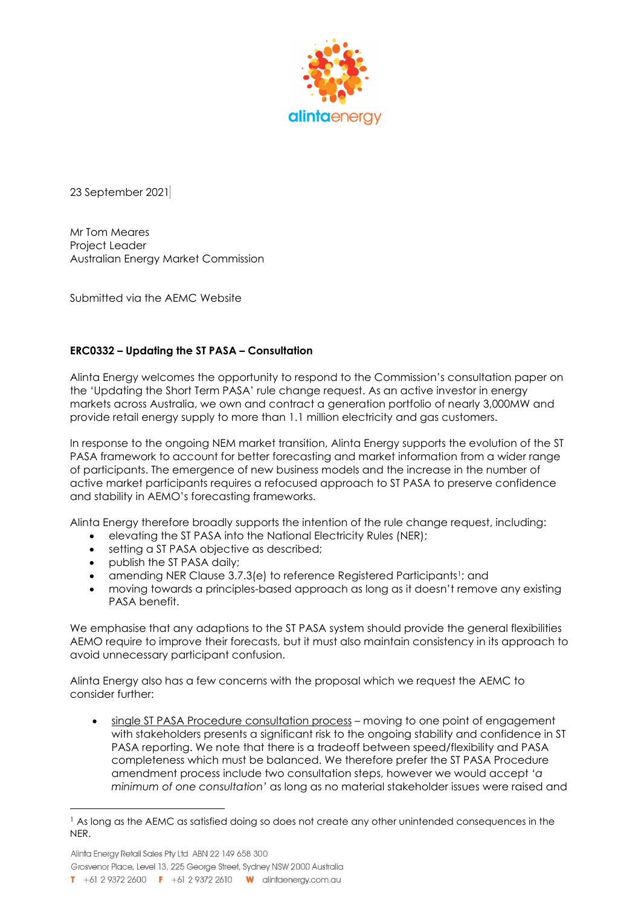23 September 2021

Mr Tom Meares
Project Leader
Australian Energy Market Commission

Submitted via the AEMC Website

**ERC0332 – Updating the ST PASA – Consultation**

Alinta Energy welcomes the opportunity to respond to the Commission's consultation paper on the 'Updating the Short Term PASA' rule change request. As an active investor in energy markets across Australia, we own and contract a generation portfolio of nearly 3,000MW and provide retail energy supply to more than 1.1 million electricity and gas customers.

In response to the ongoing NEM market transition, Alinta Energy supports the evolution of the ST PASA framework to account for better forecasting and market information from a wider range of participants. The emergence of new business models and the increase in the number of active market participants requires a refocused approach to ST PASA to preserve confidence and stability in AEMO's forecasting frameworks.

Alinta Energy therefore broadly supports the intention of the rule change request, including:

- elevating the ST PASA into the National Electricity Rules (NER);
- setting a ST PASA objective as described;
- publish the ST PASA daily;
- amending NER Clause 3.7.3(e) to reference Registered Participants[1]; and
- moving towards a principles-based approach as long as it doesn't remove any existing PASA benefit.

We emphasise that any adaptions to the ST PASA system should provide the general flexibilities AEMO require to improve their forecasts, but it must also maintain consistency in its approach to avoid unnecessary participant confusion.

Alinta Energy also has a few concerns with the proposal which we request the AEMC to consider further:

- single ST PASA Procedure consultation process – moving to one point of engagement with stakeholders presents a significant risk to the ongoing stability and confidence in ST PASA reporting. We note that there is a tradeoff between speed/flexibility and PASA completeness which must be balanced. We therefore prefer the ST PASA Procedure amendment process include two consultation steps, however we would accept *'a minimum of one consultation'* as long as no material stakeholder issues were raised and

[1] As long as the AEMC as satisfied doing so does not create any other unintended consequences in the NER.

Alinta Energy Retail Sales Pty Ltd ABN 22 149 658 300
Grosvenor Place, Level 13, 225 George Street, Sydney NSW 2000 Australia
T +61 2 9372 2600 F +61 2 9372 2610 W alintaenergy.com.au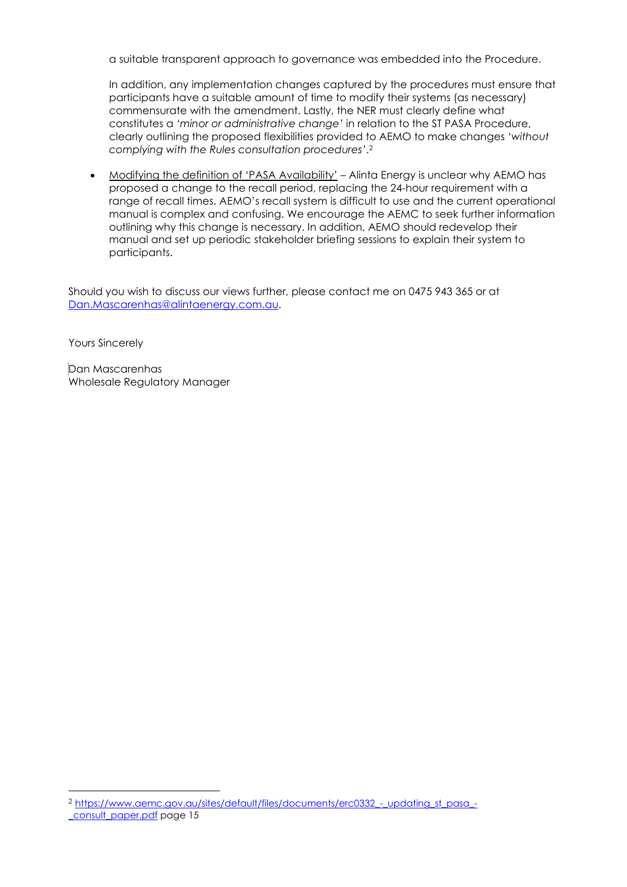a suitable transparent approach to governance was embedded into the Procedure.

In addition, any implementation changes captured by the procedures must ensure that participants have a suitable amount of time to modify their systems (as necessary) commensurate with the amendment. Lastly, the NER must clearly define what constitutes a *'minor or administrative change'* in relation to the ST PASA Procedure, clearly outlining the proposed flexibilities provided to AEMO to make changes *'without complying with the Rules consultation procedures'*.[2]

- Modifying the definition of 'PASA Availability' – Alinta Energy is unclear why AEMO has proposed a change to the recall period, replacing the 24-hour requirement with a range of recall times. AEMO's recall system is difficult to use and the current operational manual is complex and confusing. We encourage the AEMC to seek further information outlining why this change is necessary. In addition, AEMO should redevelop their manual and set up periodic stakeholder briefing sessions to explain their system to participants.

Should you wish to discuss our views further, please contact me on 0475 943 365 or at Dan.Mascarenhas@alintaenergy.com.au.

Yours Sincerely

Dan Mascarenhas
Wholesale Regulatory Manager

---

[2] https://www.aemc.gov.au/sites/default/files/documents/erc0332_-_updating_st_pasa_-_consult_paper.pdf page 15